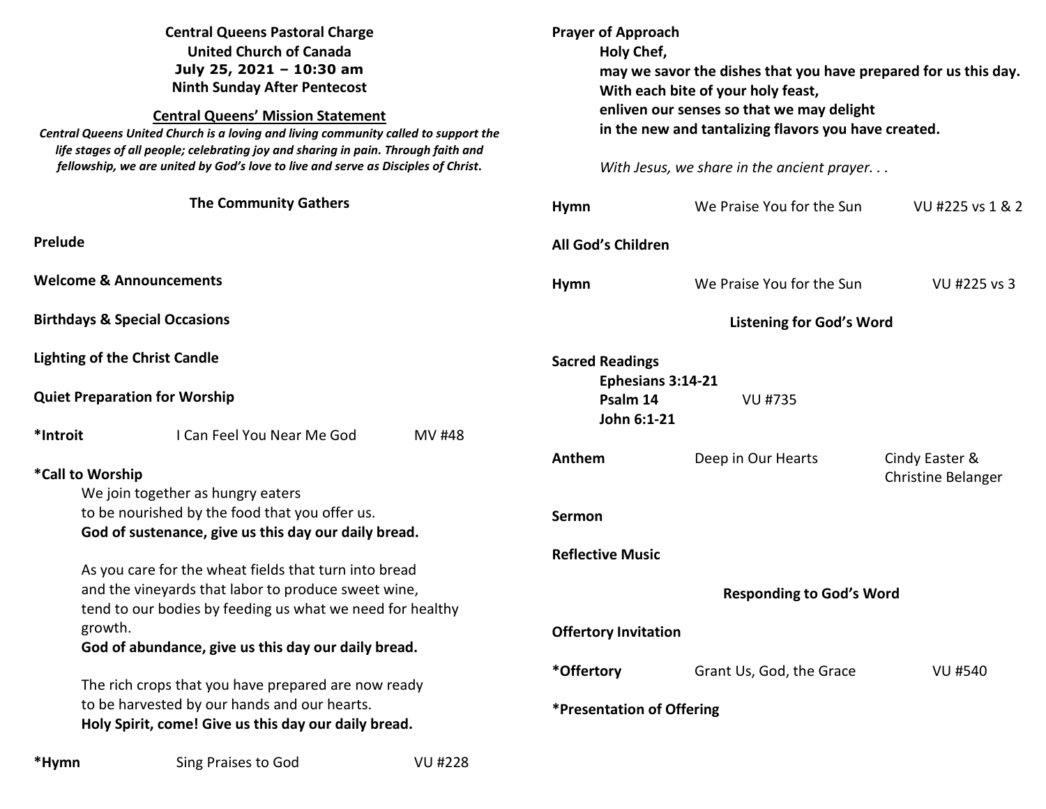**Central Queens Pastoral Charge**
**United Church of Canada**
**July 25, 2021 – 10:30 am**
**Ninth Sunday After Pentecost**

**Central Queens' Mission Statement**

***Central Queens United Church is a loving and living community called to support the life stages of all people; celebrating joy and sharing in pain. Through faith and fellowship, we are united by God's love to live and serve as Disciples of Christ.***

## The Community Gathers

**Prelude**

**Welcome & Announcements**

**Birthdays & Special Occasions**

**Lighting of the Christ Candle**

**Quiet Preparation for Worship**

**\*Introit** I Can Feel You Near Me God MV #48

**\*Call to Worship**

We join together as hungry eaters
to be nourished by the food that you offer us.
**God of sustenance, give us this day our daily bread.**

As you care for the wheat fields that turn into bread
and the vineyards that labor to produce sweet wine,
tend to our bodies by feeding us what we need for healthy growth.
**God of abundance, give us this day our daily bread.**

The rich crops that you have prepared are now ready
to be harvested by our hands and our hearts.
**Holy Spirit, come! Give us this day our daily bread.**

**\*Hymn** Sing Praises to God VU #228

**Prayer of Approach**

**Holy Chef,**
**may we savor the dishes that you have prepared for us this day.**
**With each bite of your holy feast,**
**enliven our senses so that we may delight**
**in the new and tantalizing flavors you have created.**

*With Jesus, we share in the ancient prayer. . .*

**Hymn** We Praise You for the Sun VU #225 vs 1 & 2

**All God's Children**

**Hymn** We Praise You for the Sun VU #225 vs 3

## Listening for God's Word

**Sacred Readings**

**Ephesians 3:14-21**
**Psalm 14** VU #735
**John 6:1-21**

**Anthem** Deep in Our Hearts Cindy Easter & Christine Belanger

**Sermon**

**Reflective Music**

## Responding to God's Word

**Offertory Invitation**

**\*Offertory** Grant Us, God, the Grace VU #540

**\*Presentation of Offering**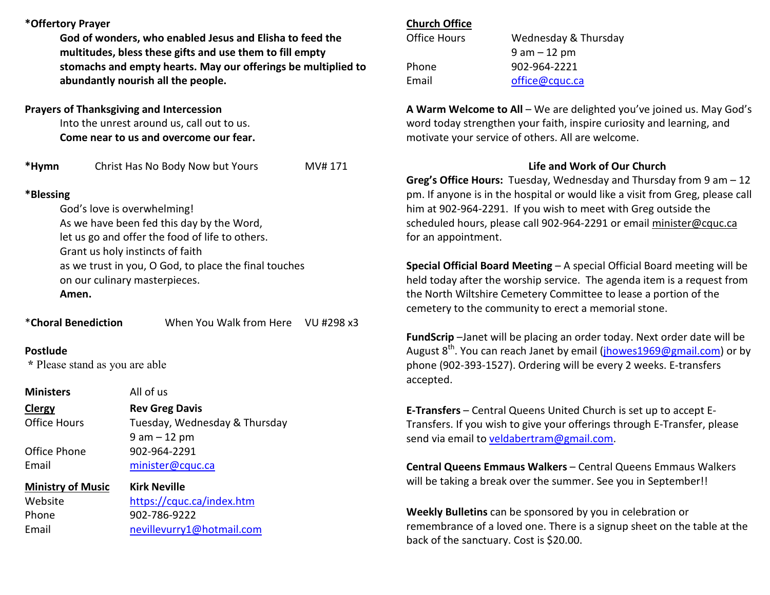**\*Offertory Prayer**

> **God of wonders, who enabled Jesus and Elisha to feed the multitudes, bless these gifts and use them to fill empty stomachs and empty hearts. May our offerings be multiplied to abundantly nourish all the people.**

**Prayers of Thanksgiving and Intercession**

> Into the unrest around us, call out to us.
> **Come near to us and overcome our fear.**

**\*Hymn** Christ Has No Body Now but Yours MV# 171

**\*Blessing**

> God's love is overwhelming!
> As we have been fed this day by the Word,
> let us go and offer the food of life to others.
> Grant us holy instincts of faith
> as we trust in you, O God, to place the final touches
> on our culinary masterpieces.
> **Amen.**

\***Choral Benediction** When You Walk from Here VU #298 x3

**Postlude**

\* Please stand as you are able

| | |
|---|---|
| **Ministers** | All of us |
| **Clergy** | **Rev Greg Davis** |
| Office Hours | Tuesday, Wednesday & Thursday 9 am – 12 pm |
| Office Phone | 902-964-2291 |
| Email | minister@cquc.ca |
| **Ministry of Music** | **Kirk Neville** |
| Website | https://cquc.ca/index.htm |
| Phone | 902-786-9222 |
| Email | nevillevurry1@hotmail.com |

**Church Office**

| | |
|---|---|
| Office Hours | Wednesday & Thursday 9 am – 12 pm |
| Phone | 902-964-2221 |
| Email | office@cquc.ca |

**A Warm Welcome to All** – We are delighted you've joined us. May God's word today strengthen your faith, inspire curiosity and learning, and motivate your service of others. All are welcome.

## Life and Work of Our Church

**Greg's Office Hours:** Tuesday, Wednesday and Thursday from 9 am – 12 pm. If anyone is in the hospital or would like a visit from Greg, please call him at 902-964-2291. If you wish to meet with Greg outside the scheduled hours, please call 902-964-2291 or email minister@cquc.ca for an appointment.

**Special Official Board Meeting** – A special Official Board meeting will be held today after the worship service. The agenda item is a request from the North Wiltshire Cemetery Committee to lease a portion of the cemetery to the community to erect a memorial stone.

**FundScrip** –Janet will be placing an order today. Next order date will be August 8th. You can reach Janet by email (jhowes1969@gmail.com) or by phone (902-393-1527). Ordering will be every 2 weeks. E-transfers accepted.

**E-Transfers** – Central Queens United Church is set up to accept E-Transfers. If you wish to give your offerings through E-Transfer, please send via email to veldabertram@gmail.com.

**Central Queens Emmaus Walkers** – Central Queens Emmaus Walkers will be taking a break over the summer. See you in September!!

**Weekly Bulletins** can be sponsored by you in celebration or remembrance of a loved one. There is a signup sheet on the table at the back of the sanctuary. Cost is $20.00.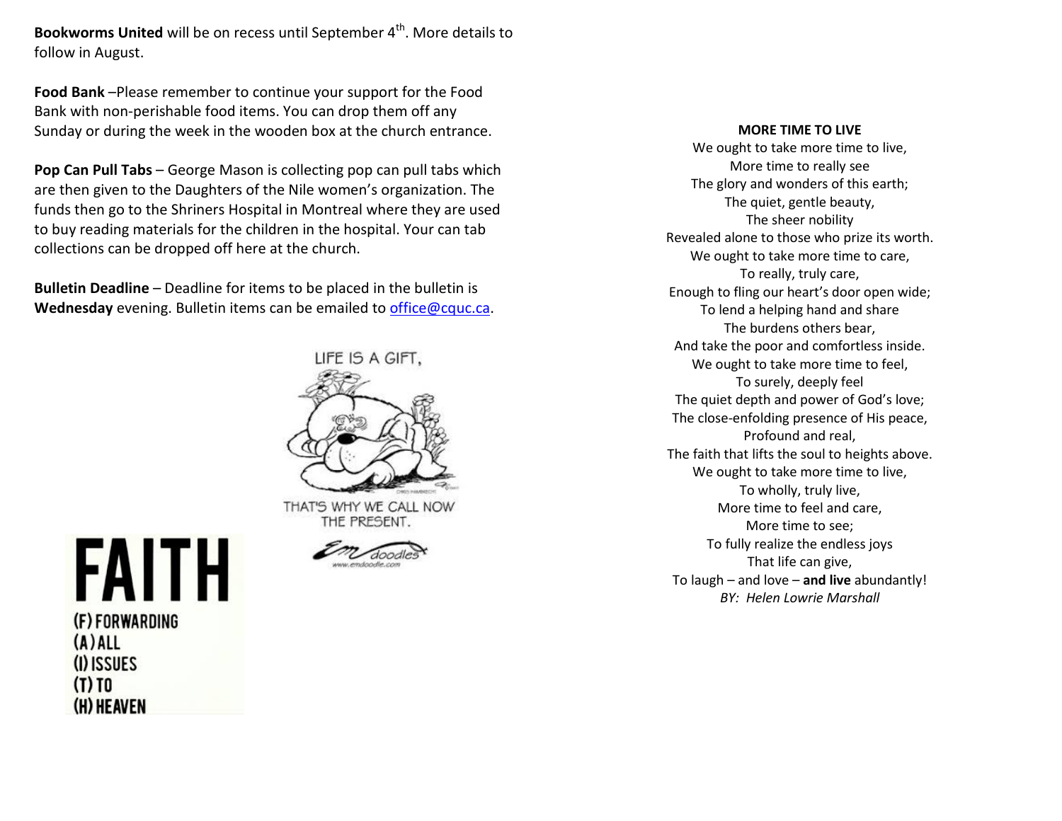**Bookworms United** will be on recess until September 4th. More details to follow in August.

**Food Bank** –Please remember to continue your support for the Food Bank with non-perishable food items. You can drop them off any Sunday or during the week in the wooden box at the church entrance.

**Pop Can Pull Tabs** – George Mason is collecting pop can pull tabs which are then given to the Daughters of the Nile women's organization. The funds then go to the Shriners Hospital in Montreal where they are used to buy reading materials for the children in the hospital. Your can tab collections can be dropped off here at the church.

**Bulletin Deadline** – Deadline for items to be placed in the bulletin is **Wednesday** evening. Bulletin items can be emailed to office@cquc.ca.

LIFE IS A GIFT,

THAT'S WHY WE CALL NOW THE PRESENT.

FAITH

(F) FORWARDING
(A) ALL
(I) ISSUES
(T) TO
(H) HEAVEN

**MORE TIME TO LIVE**

We ought to take more time to live,
More time to really see
The glory and wonders of this earth;
The quiet, gentle beauty,
The sheer nobility
Revealed alone to those who prize its worth.
We ought to take more time to care,
To really, truly care,
Enough to fling our heart's door open wide;
To lend a helping hand and share
The burdens others bear,
And take the poor and comfortless inside.
We ought to take more time to feel,
To surely, deeply feel
The quiet depth and power of God's love;
The close-enfolding presence of His peace,
Profound and real,
The faith that lifts the soul to heights above.
We ought to take more time to live,
To wholly, truly live,
More time to feel and care,
More time to see;
To fully realize the endless joys
That life can give,
To laugh – and love – **and live** abundantly!

*BY: Helen Lowrie Marshall*